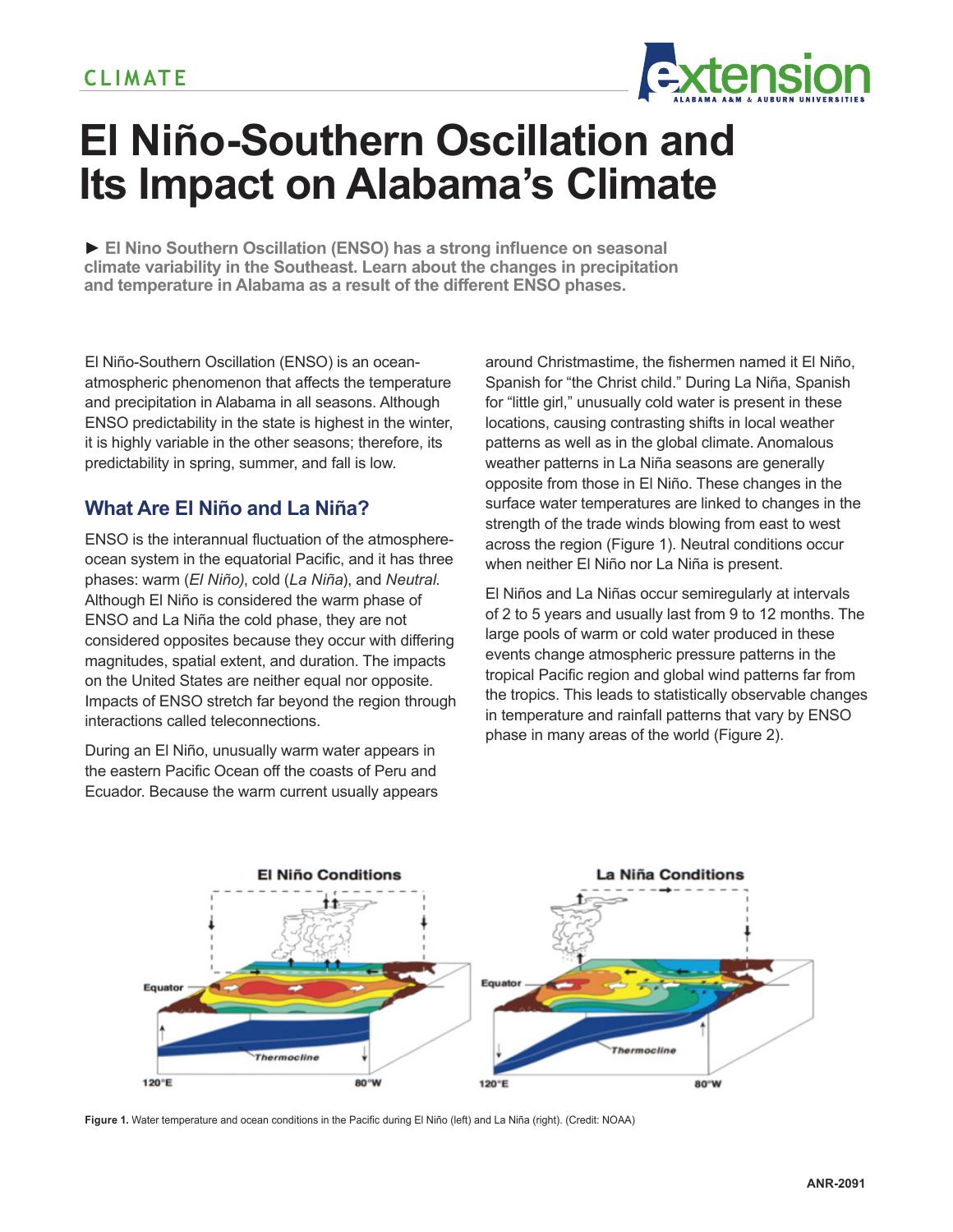# El Niño-Southern Oscillation and Its Impact on Alabama's Climate

► **El Nino Southern Oscillation (ENSO) has a strong influence on seasonal climate variability in the Southeast. Learn about the changes in precipitation and temperature in Alabama as a result of the different ENSO phases.**

El Niño-Southern Oscillation (ENSO) is an ocean-atmospheric phenomenon that affects the temperature and precipitation in Alabama in all seasons. Although ENSO predictability in the state is highest in the winter, it is highly variable in the other seasons; therefore, its predictability in spring, summer, and fall is low.

## What Are El Niño and La Niña?

ENSO is the interannual fluctuation of the atmosphere-ocean system in the equatorial Pacific, and it has three phases: warm (*El Niño)*, cold (*La Niña*), and *Neutral*. Although El Niño is considered the warm phase of ENSO and La Niña the cold phase, they are not considered opposites because they occur with differing magnitudes, spatial extent, and duration. The impacts on the United States are neither equal nor opposite. Impacts of ENSO stretch far beyond the region through interactions called teleconnections.

During an El Niño, unusually warm water appears in the eastern Pacific Ocean off the coasts of Peru and Ecuador. Because the warm current usually appears around Christmastime, the fishermen named it El Niño, Spanish for "the Christ child." During La Niña, Spanish for "little girl," unusually cold water is present in these locations, causing contrasting shifts in local weather patterns as well as in the global climate. Anomalous weather patterns in La Niña seasons are generally opposite from those in El Niño. These changes in the surface water temperatures are linked to changes in the strength of the trade winds blowing from east to west across the region (Figure 1). Neutral conditions occur when neither El Niño nor La Niña is present.

El Niños and La Niñas occur semiregularly at intervals of 2 to 5 years and usually last from 9 to 12 months. The large pools of warm or cold water produced in these events change atmospheric pressure patterns in the tropical Pacific region and global wind patterns far from the tropics. This leads to statistically observable changes in temperature and rainfall patterns that vary by ENSO phase in many areas of the world (Figure 2).

**Figure 1.** Water temperature and ocean conditions in the Pacific during El Niño (left) and La Niña (right). (Credit: NOAA)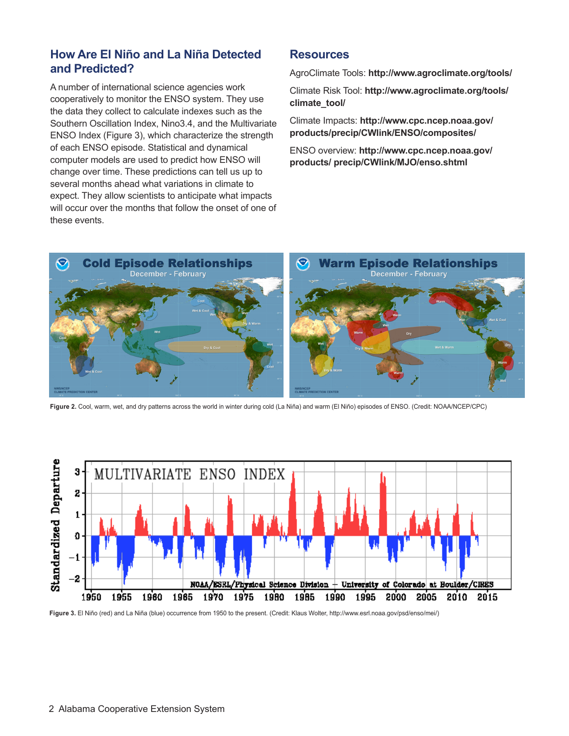## How Are El Niño and La Niña Detected and Predicted?

A number of international science agencies work cooperatively to monitor the ENSO system. They use the data they collect to calculate indexes such as the Southern Oscillation Index, Nino3.4, and the Multivariate ENSO Index (Figure 3), which characterize the strength of each ENSO episode. Statistical and dynamical computer models are used to predict how ENSO will change over time. These predictions can tell us up to several months ahead what variations in climate to expect. They allow scientists to anticipate what impacts will occur over the months that follow the onset of one of these events.

## Resources

AgroClimate Tools: **http://www.agroclimate.org/tools/**

Climate Risk Tool: **http://www.agroclimate.org/tools/climate_tool/**

Climate Impacts: **http://www.cpc.ncep.noaa.gov/products/precip/CWlink/ENSO/composites/**

ENSO overview: **http://www.cpc.ncep.noaa.gov/products/ precip/CWlink/MJO/enso.shtml**

**Figure 2.** Cool, warm, wet, and dry patterns across the world in winter during cold (La Niña) and warm (El Niño) episodes of ENSO. (Credit: NOAA/NCEP/CPC)

**Figure 3.** El Niño (red) and La Niña (blue) occurrence from 1950 to the present. (Credit: Klaus Wolter, http://www.esrl.noaa.gov/psd/enso/mei/)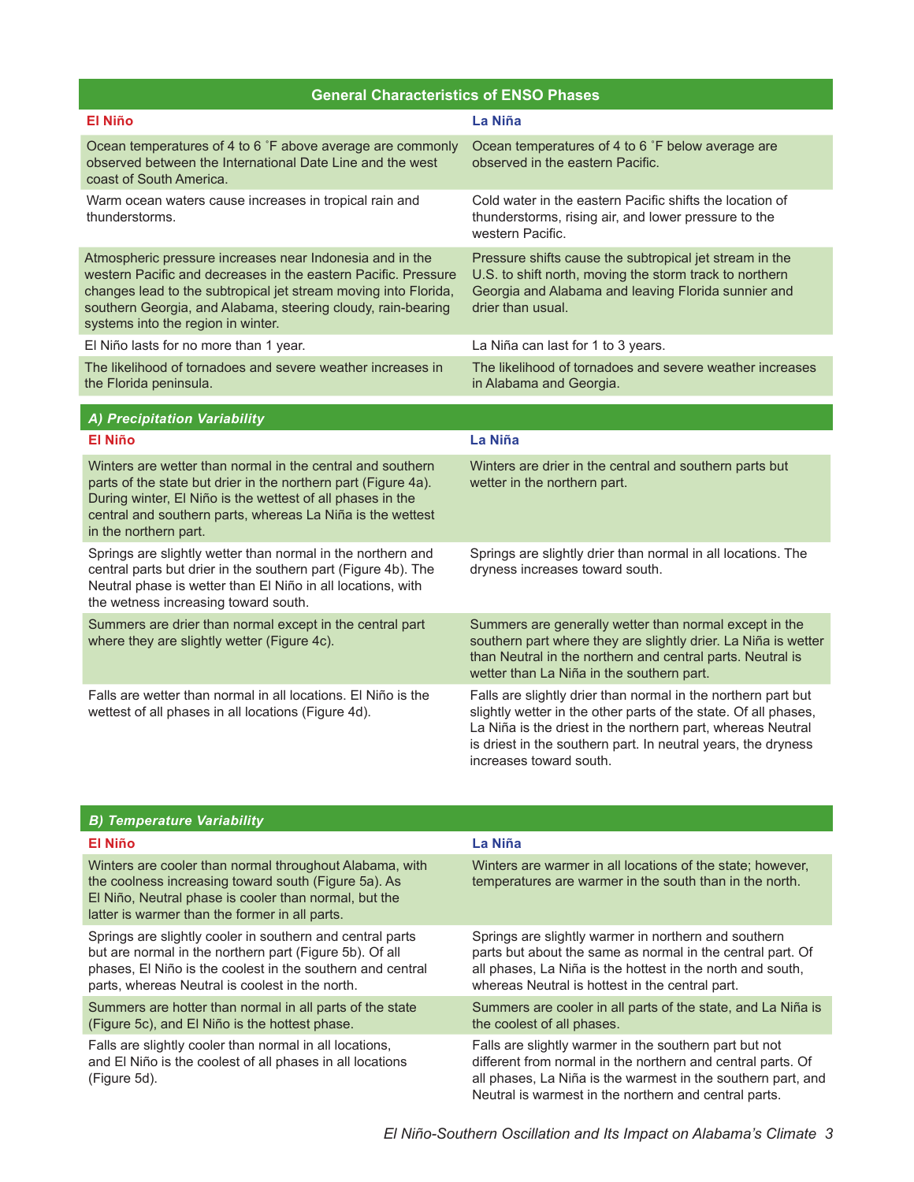## General Characteristics of ENSO Phases

| El Niño | La Niña |
|---|---|
| Ocean temperatures of 4 to 6 ˚F above average are commonly observed between the International Date Line and the west coast of South America. | Ocean temperatures of 4 to 6 ˚F below average are observed in the eastern Pacific. |
| Warm ocean waters cause increases in tropical rain and thunderstorms. | Cold water in the eastern Pacific shifts the location of thunderstorms, rising air, and lower pressure to the western Pacific. |
| Atmospheric pressure increases near Indonesia and in the western Pacific and decreases in the eastern Pacific. Pressure changes lead to the subtropical jet stream moving into Florida, southern Georgia, and Alabama, steering cloudy, rain-bearing systems into the region in winter. | Pressure shifts cause the subtropical jet stream in the U.S. to shift north, moving the storm track to northern Georgia and Alabama and leaving Florida sunnier and drier than usual. |
| El Niño lasts for no more than 1 year. | La Niña can last for 1 to 3 years. |
| The likelihood of tornadoes and severe weather increases in the Florida peninsula. | The likelihood of tornadoes and severe weather increases in Alabama and Georgia. |

### *A) Precipitation Variability*

| El Niño | La Niña |
|---|---|
| Winters are wetter than normal in the central and southern parts of the state but drier in the northern part (Figure 4a). During winter, El Niño is the wettest of all phases in the central and southern parts, whereas La Niña is the wettest in the northern part. | Winters are drier in the central and southern parts but wetter in the northern part. |
| Springs are slightly wetter than normal in the northern and central parts but drier in the southern part (Figure 4b). The Neutral phase is wetter than El Niño in all locations, with the wetness increasing toward south. | Springs are slightly drier than normal in all locations. The dryness increases toward south. |
| Summers are drier than normal except in the central part where they are slightly wetter (Figure 4c). | Summers are generally wetter than normal except in the southern part where they are slightly drier. La Niña is wetter than Neutral in the northern and central parts. Neutral is wetter than La Niña in the southern part. |
| Falls are wetter than normal in all locations. El Niño is the wettest of all phases in all locations (Figure 4d). | Falls are slightly drier than normal in the northern part but slightly wetter in the other parts of the state. Of all phases, La Niña is the driest in the northern part, whereas Neutral is driest in the southern part. In neutral years, the dryness increases toward south. |

### *B) Temperature Variability*

| El Niño | La Niña |
|---|---|
| Winters are cooler than normal throughout Alabama, with the coolness increasing toward south (Figure 5a). As El Niño, Neutral phase is cooler than normal, but the latter is warmer than the former in all parts. | Winters are warmer in all locations of the state; however, temperatures are warmer in the south than in the north. |
| Springs are slightly cooler in southern and central parts but are normal in the northern part (Figure 5b). Of all phases, El Niño is the coolest in the southern and central parts, whereas Neutral is coolest in the north. | Springs are slightly warmer in northern and southern parts but about the same as normal in the central part. Of all phases, La Niña is the hottest in the north and south, whereas Neutral is hottest in the central part. |
| Summers are hotter than normal in all parts of the state (Figure 5c), and El Niño is the hottest phase. | Summers are cooler in all parts of the state, and La Niña is the coolest of all phases. |
| Falls are slightly cooler than normal in all locations, and El Niño is the coolest of all phases in all locations (Figure 5d). | Falls are slightly warmer in the southern part but not different from normal in the northern and central parts. Of all phases, La Niña is the warmest in the southern part, and Neutral is warmest in the northern and central parts. |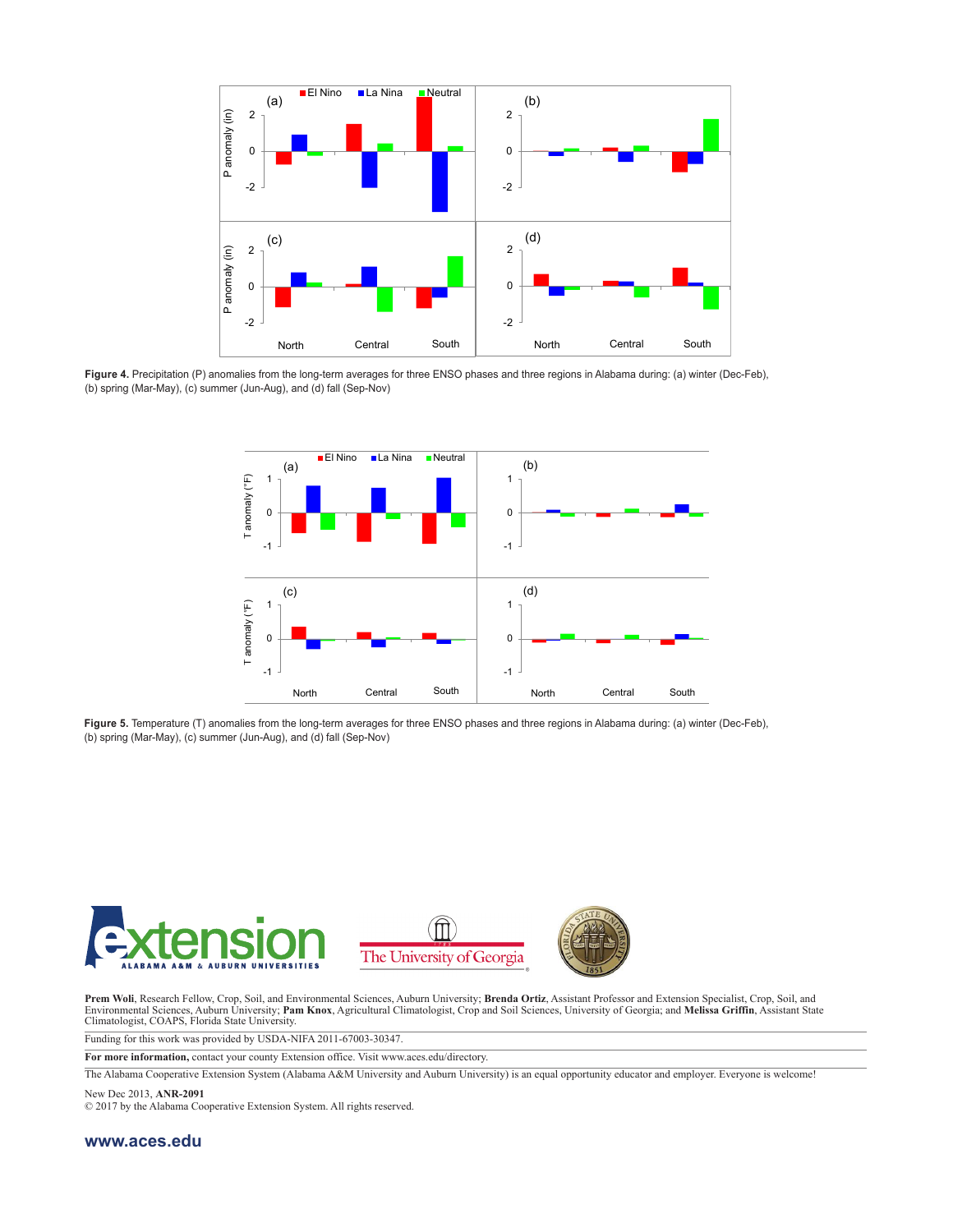El Nino La Nina Neutral

(a) (b) (c) (d)

P anomaly (in)

2
0
-2

North Central South

**Figure 4.** Precipitation (P) anomalies from the long-term averages for three ENSO phases and three regions in Alabama during: (a) winter (Dec-Feb), (b) spring (Mar-May), (c) summer (Jun-Aug), and (d) fall (Sep-Nov)

El Nino La Nina Neutral

(a) (b) (c) (d)

T anomaly (°F)

1
0
-1

North Central South

**Figure 5.** Temperature (T) anomalies from the long-term averages for three ENSO phases and three regions in Alabama during: (a) winter (Dec-Feb), (b) spring (Mar-May), (c) summer (Jun-Aug), and (d) fall (Sep-Nov)

extension ALABAMA A&M & AUBURN UNIVERSITIES

The University of Georgia

Florida State University 1851

**Prem Woli**, Research Fellow, Crop, Soil, and Environmental Sciences, Auburn University; **Brenda Ortiz**, Assistant Professor and Extension Specialist, Crop, Soil, and Environmental Sciences, Auburn University; **Pam Knox**, Agricultural Climatologist, Crop and Soil Sciences, University of Georgia; and **Melissa Griffin**, Assistant State Climatologist, COAPS, Florida State University.

Funding for this work was provided by USDA-NIFA 2011-67003-30347.

**For more information,** contact your county Extension office. Visit www.aces.edu/directory.

The Alabama Cooperative Extension System (Alabama A&M University and Auburn University) is an equal opportunity educator and employer. Everyone is welcome!

New Dec 2013, **ANR-2091**
© 2017 by the Alabama Cooperative Extension System. All rights reserved.

**www.aces.edu**